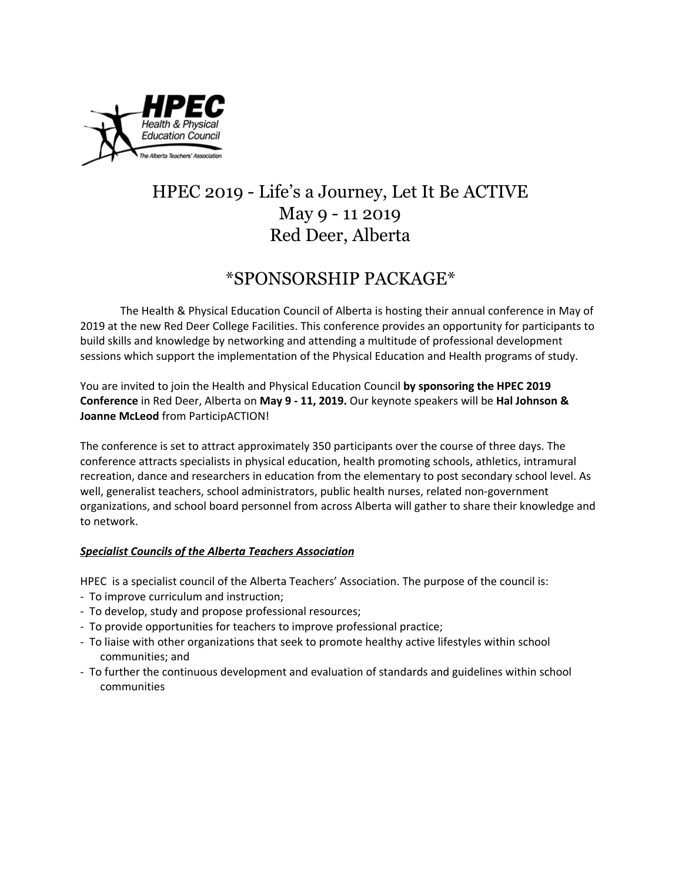HPEC
Health & Physical Education Council
The Alberta Teachers' Association

# HPEC 2019 - Life's a Journey, Let It Be ACTIVE
# May 9 - 11 2019
# Red Deer, Alberta

## *SPONSORSHIP PACKAGE*

The Health & Physical Education Council of Alberta is hosting their annual conference in May of 2019 at the new Red Deer College Facilities. This conference provides an opportunity for participants to build skills and knowledge by networking and attending a multitude of professional development sessions which support the implementation of the Physical Education and Health programs of study.

You are invited to join the Health and Physical Education Council **by sponsoring the HPEC 2019 Conference** in Red Deer, Alberta on **May 9 - 11, 2019.** Our keynote speakers will be **Hal Johnson & Joanne McLeod** from ParticipACTION!

The conference is set to attract approximately 350 participants over the course of three days. The conference attracts specialists in physical education, health promoting schools, athletics, intramural recreation, dance and researchers in education from the elementary to post secondary school level. As well, generalist teachers, school administrators, public health nurses, related non-government organizations, and school board personnel from across Alberta will gather to share their knowledge and to network.

***Specialist Councils of the Alberta Teachers Association***

HPEC is a specialist council of the Alberta Teachers' Association. The purpose of the council is:

- To improve curriculum and instruction;
- To develop, study and propose professional resources;
- To provide opportunities for teachers to improve professional practice;
- To liaise with other organizations that seek to promote healthy active lifestyles within school communities; and
- To further the continuous development and evaluation of standards and guidelines within school communities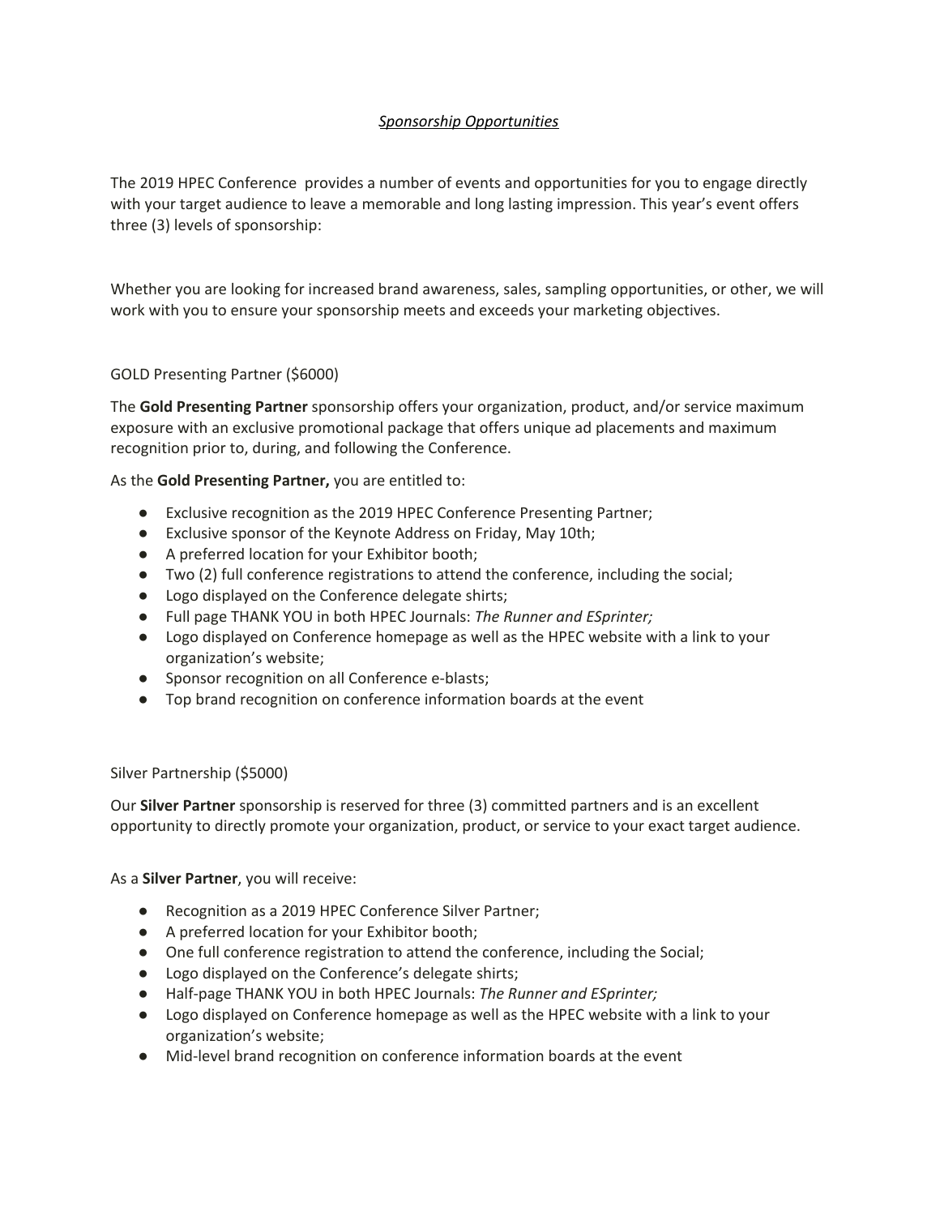*Sponsorship Opportunities*

The 2019 HPEC Conference provides a number of events and opportunities for you to engage directly with your target audience to leave a memorable and long lasting impression. This year's event offers three (3) levels of sponsorship:

Whether you are looking for increased brand awareness, sales, sampling opportunities, or other, we will work with you to ensure your sponsorship meets and exceeds your marketing objectives.

GOLD Presenting Partner ($6000)

The **Gold Presenting Partner** sponsorship offers your organization, product, and/or service maximum exposure with an exclusive promotional package that offers unique ad placements and maximum recognition prior to, during, and following the Conference.

As the **Gold Presenting Partner,** you are entitled to:

- Exclusive recognition as the 2019 HPEC Conference Presenting Partner;
- Exclusive sponsor of the Keynote Address on Friday, May 10th;
- A preferred location for your Exhibitor booth;
- Two (2) full conference registrations to attend the conference, including the social;
- Logo displayed on the Conference delegate shirts;
- Full page THANK YOU in both HPEC Journals: *The Runner and ESprinter;*
- Logo displayed on Conference homepage as well as the HPEC website with a link to your organization's website;
- Sponsor recognition on all Conference e-blasts;
- Top brand recognition on conference information boards at the event

Silver Partnership ($5000)

Our **Silver Partner** sponsorship is reserved for three (3) committed partners and is an excellent opportunity to directly promote your organization, product, or service to your exact target audience.

As a **Silver Partner**, you will receive:

- Recognition as a 2019 HPEC Conference Silver Partner;
- A preferred location for your Exhibitor booth;
- One full conference registration to attend the conference, including the Social;
- Logo displayed on the Conference's delegate shirts;
- Half-page THANK YOU in both HPEC Journals: *The Runner and ESprinter;*
- Logo displayed on Conference homepage as well as the HPEC website with a link to your organization's website;
- Mid-level brand recognition on conference information boards at the event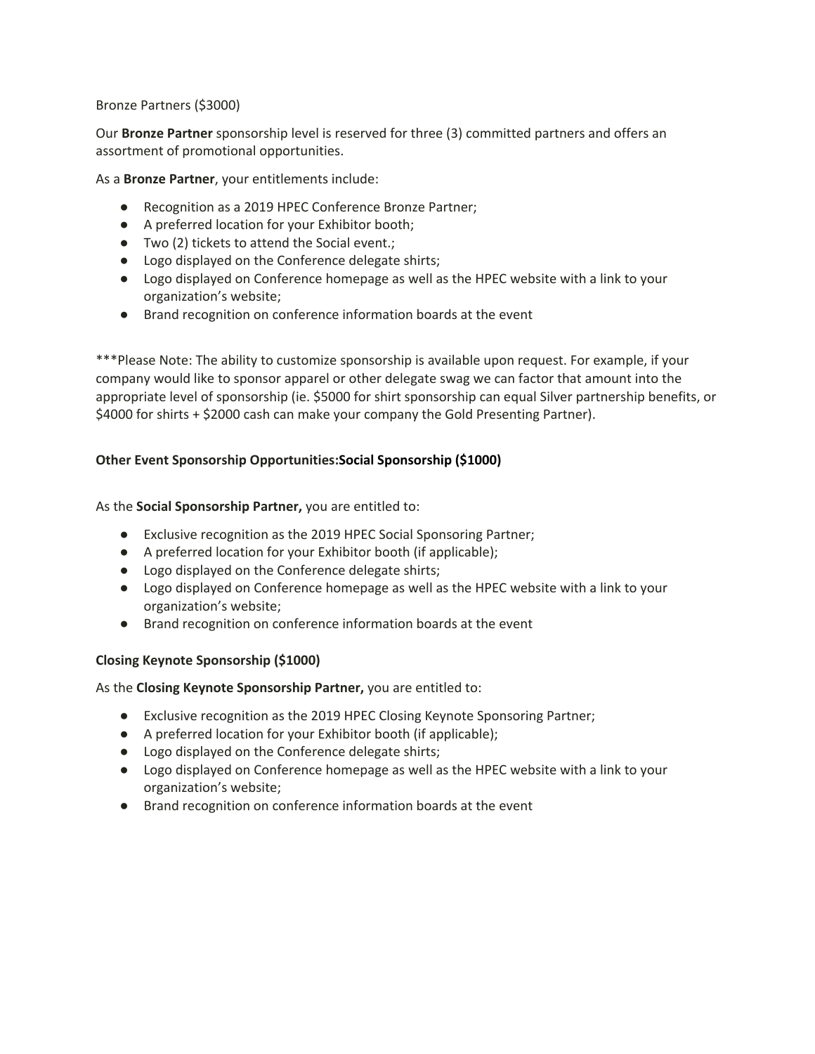Bronze Partners ($3000)

Our **Bronze Partner** sponsorship level is reserved for three (3) committed partners and offers an assortment of promotional opportunities.

As a **Bronze Partner**, your entitlements include:

- Recognition as a 2019 HPEC Conference Bronze Partner;
- A preferred location for your Exhibitor booth;
- Two (2) tickets to attend the Social event.;
- Logo displayed on the Conference delegate shirts;
- Logo displayed on Conference homepage as well as the HPEC website with a link to your organization's website;
- Brand recognition on conference information boards at the event

***Please Note: The ability to customize sponsorship is available upon request. For example, if your company would like to sponsor apparel or other delegate swag we can factor that amount into the appropriate level of sponsorship (ie. $5000 for shirt sponsorship can equal Silver partnership benefits, or $4000 for shirts + $2000 cash can make your company the Gold Presenting Partner).

**Other Event Sponsorship Opportunities:Social Sponsorship ($1000)**

As the **Social Sponsorship Partner,** you are entitled to:

- Exclusive recognition as the 2019 HPEC Social Sponsoring Partner;
- A preferred location for your Exhibitor booth (if applicable);
- Logo displayed on the Conference delegate shirts;
- Logo displayed on Conference homepage as well as the HPEC website with a link to your organization's website;
- Brand recognition on conference information boards at the event

**Closing Keynote Sponsorship ($1000)**

As the **Closing Keynote Sponsorship Partner,** you are entitled to:

- Exclusive recognition as the 2019 HPEC Closing Keynote Sponsoring Partner;
- A preferred location for your Exhibitor booth (if applicable);
- Logo displayed on the Conference delegate shirts;
- Logo displayed on Conference homepage as well as the HPEC website with a link to your organization's website;
- Brand recognition on conference information boards at the event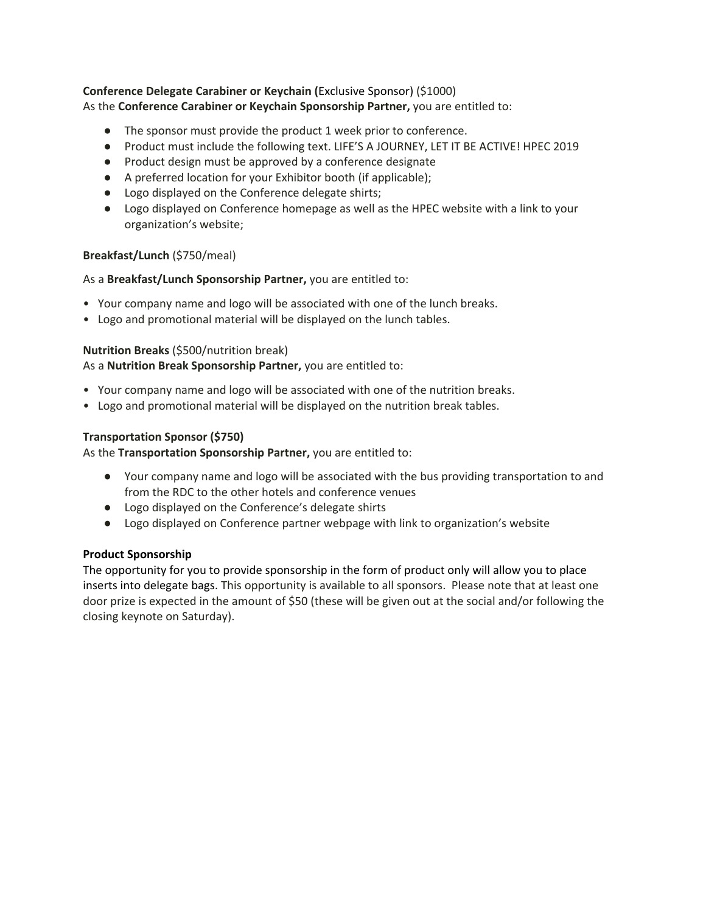**Conference Delegate Carabiner or Keychain (**Exclusive Sponsor) ($1000)
As the **Conference Carabiner or Keychain Sponsorship Partner,** you are entitled to:

- The sponsor must provide the product 1 week prior to conference.
- Product must include the following text. LIFE'S A JOURNEY, LET IT BE ACTIVE! HPEC 2019
- Product design must be approved by a conference designate
- A preferred location for your Exhibitor booth (if applicable);
- Logo displayed on the Conference delegate shirts;
- Logo displayed on Conference homepage as well as the HPEC website with a link to your organization's website;

**Breakfast/Lunch** ($750/meal)

As a **Breakfast/Lunch Sponsorship Partner,** you are entitled to:

- Your company name and logo will be associated with one of the lunch breaks.
- Logo and promotional material will be displayed on the lunch tables.

**Nutrition Breaks** ($500/nutrition break)
As a **Nutrition Break Sponsorship Partner,** you are entitled to:

- Your company name and logo will be associated with one of the nutrition breaks.
- Logo and promotional material will be displayed on the nutrition break tables.

**Transportation Sponsor ($750)**
As the **Transportation Sponsorship Partner,** you are entitled to:

- Your company name and logo will be associated with the bus providing transportation to and from the RDC to the other hotels and conference venues
- Logo displayed on the Conference's delegate shirts
- Logo displayed on Conference partner webpage with link to organization's website

**Product Sponsorship**
The opportunity for you to provide sponsorship in the form of product only will allow you to place inserts into delegate bags. This opportunity is available to all sponsors. Please note that at least one door prize is expected in the amount of $50 (these will be given out at the social and/or following the closing keynote on Saturday).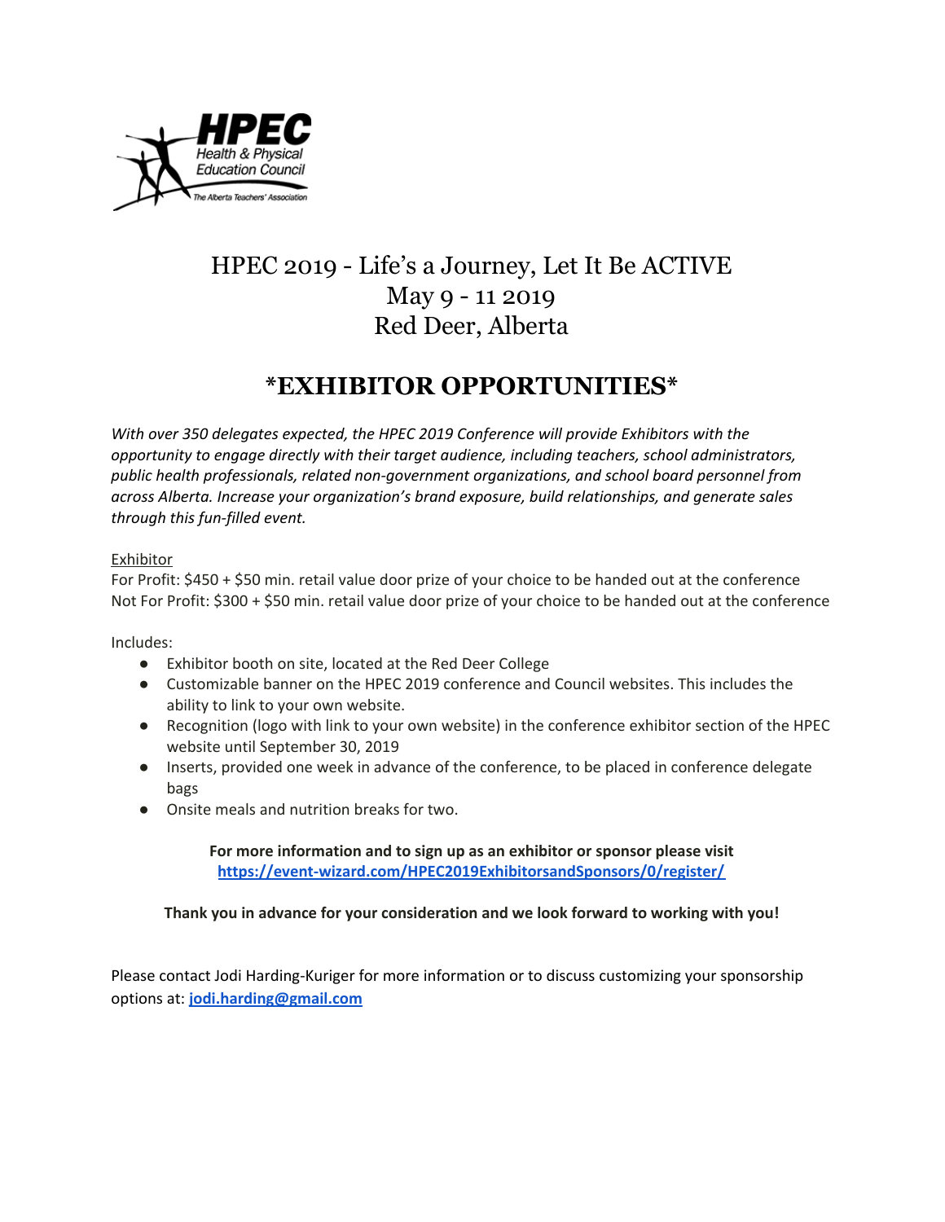HPEC 2019 - Life's a Journey, Let It Be ACTIVE
May 9 - 11 2019
Red Deer, Alberta

# *EXHIBITOR OPPORTUNITIES*

*With over 350 delegates expected, the HPEC 2019 Conference will provide Exhibitors with the opportunity to engage directly with their target audience, including teachers, school administrators, public health professionals, related non-government organizations, and school board personnel from across Alberta. Increase your organization's brand exposure, build relationships, and generate sales through this fun-filled event.*

<u>Exhibitor</u>
For Profit: $450 + $50 min. retail value door prize of your choice to be handed out at the conference
Not For Profit: $300 + $50 min. retail value door prize of your choice to be handed out at the conference

Includes:

- Exhibitor booth on site, located at the Red Deer College
- Customizable banner on the HPEC 2019 conference and Council websites. This includes the ability to link to your own website.
- Recognition (logo with link to your own website) in the conference exhibitor section of the HPEC website until September 30, 2019
- Inserts, provided one week in advance of the conference, to be placed in conference delegate bags
- Onsite meals and nutrition breaks for two.

**For more information and to sign up as an exhibitor or sponsor please visit**
**https://event-wizard.com/HPEC2019ExhibitorsandSponsors/0/register/**

**Thank you in advance for your consideration and we look forward to working with you!**

Please contact Jodi Harding-Kuriger for more information or to discuss customizing your sponsorship options at: **jodi.harding@gmail.com**